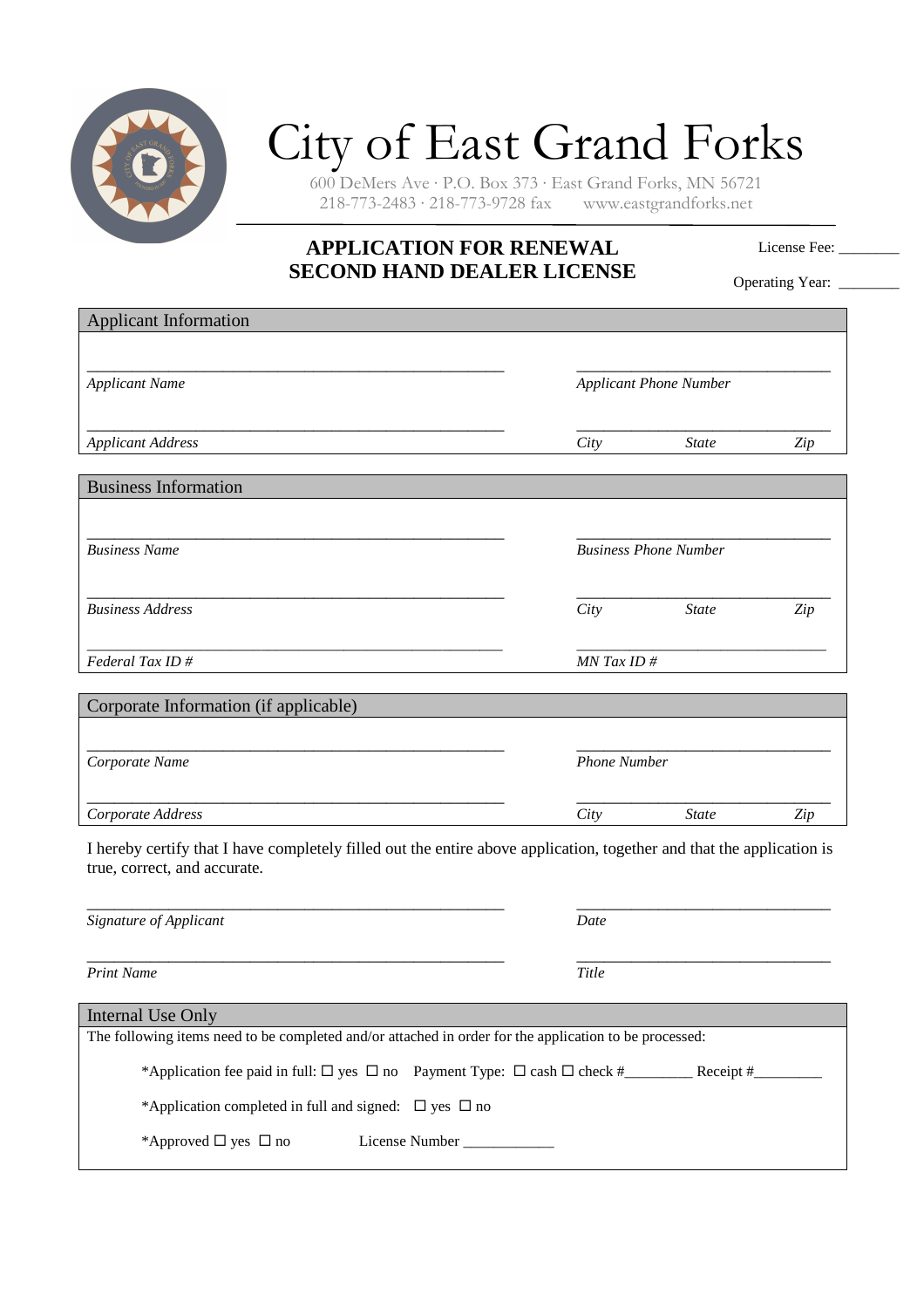# City of East Grand Forks

600 DeMers Ave · P.O. Box 373 · East Grand Forks, MN 56721
218-773-2483 · 218-773-9728 fax www.eastgrandforks.net

## APPLICATION FOR RENEWAL SECOND HAND DEALER LICENSE

License Fee: ________

Operating Year: ________

### Applicant Information

_______________________________________________ _______________________________

*Applicant Name* *Applicant Phone Number*

_______________________________________________ _______________________________

*Applicant Address* *City* *State* *Zip*

### Business Information

_______________________________________________ _______________________________

*Business Name* *Business Phone Number*

_______________________________________________ _______________________________

*Business Address* *City* *State* *Zip*

_______________________________________________ _______________________________

*Federal Tax ID #* *MN Tax ID #*

### Corporate Information (if applicable)

_______________________________________________ _______________________________

*Corporate Name* *Phone Number*

_______________________________________________ _______________________________

*Corporate Address* *City* *State* *Zip*

I hereby certify that I have completely filled out the entire above application, together and that the application is true, correct, and accurate.

_______________________________________________ _______________________________

*Signature of Applicant* *Date*

_______________________________________________ _______________________________

*Print Name* *Title*

### Internal Use Only

The following items need to be completed and/or attached in order for the application to be processed:

*Application fee paid in full: ☐ yes ☐ no Payment Type: ☐ cash ☐ check #_________ Receipt #_________

*Application completed in full and signed: ☐ yes ☐ no

*Approved ☐ yes ☐ no License Number ____________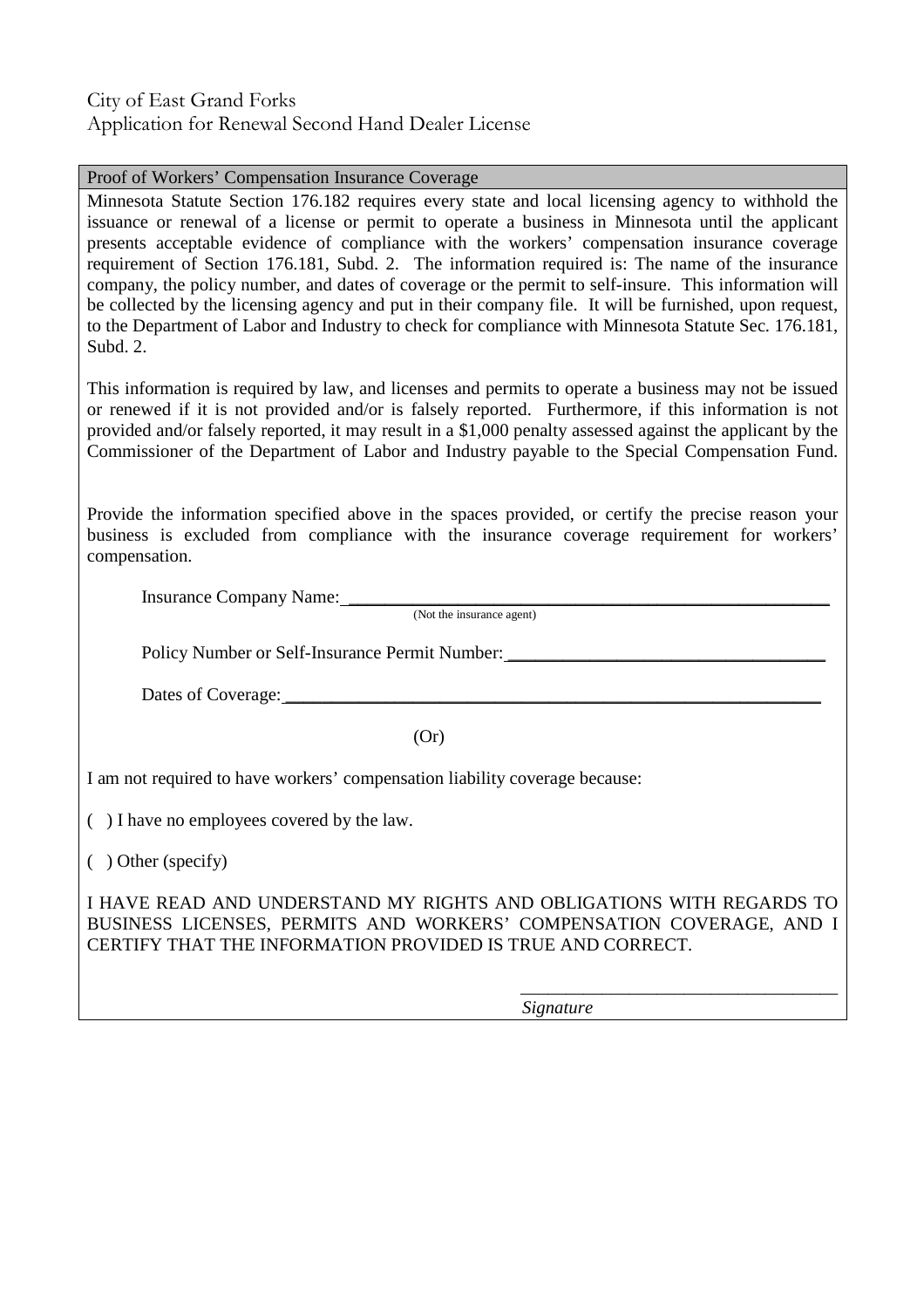City of East Grand Forks
Application for Renewal Second Hand Dealer License

## Proof of Workers' Compensation Insurance Coverage

Minnesota Statute Section 176.182 requires every state and local licensing agency to withhold the issuance or renewal of a license or permit to operate a business in Minnesota until the applicant presents acceptable evidence of compliance with the workers' compensation insurance coverage requirement of Section 176.181, Subd. 2. The information required is: The name of the insurance company, the policy number, and dates of coverage or the permit to self-insure. This information will be collected by the licensing agency and put in their company file. It will be furnished, upon request, to the Department of Labor and Industry to check for compliance with Minnesota Statute Sec. 176.181, Subd. 2.

This information is required by law, and licenses and permits to operate a business may not be issued or renewed if it is not provided and/or is falsely reported. Furthermore, if this information is not provided and/or falsely reported, it may result in a $1,000 penalty assessed against the applicant by the Commissioner of the Department of Labor and Industry payable to the Special Compensation Fund.

Provide the information specified above in the spaces provided, or certify the precise reason your business is excluded from compliance with the insurance coverage requirement for workers' compensation.

Insurance Company Name: ______________________________________________
(Not the insurance agent)

Policy Number or Self-Insurance Permit Number: ______________________________

Dates of Coverage: ____________________________________________________

(Or)

I am not required to have workers' compensation liability coverage because:

( ) I have no employees covered by the law.

( ) Other (specify)

I HAVE READ AND UNDERSTAND MY RIGHTS AND OBLIGATIONS WITH REGARDS TO BUSINESS LICENSES, PERMITS AND WORKERS' COMPENSATION COVERAGE, AND I CERTIFY THAT THE INFORMATION PROVIDED IS TRUE AND CORRECT.

______________________________
*Signature*